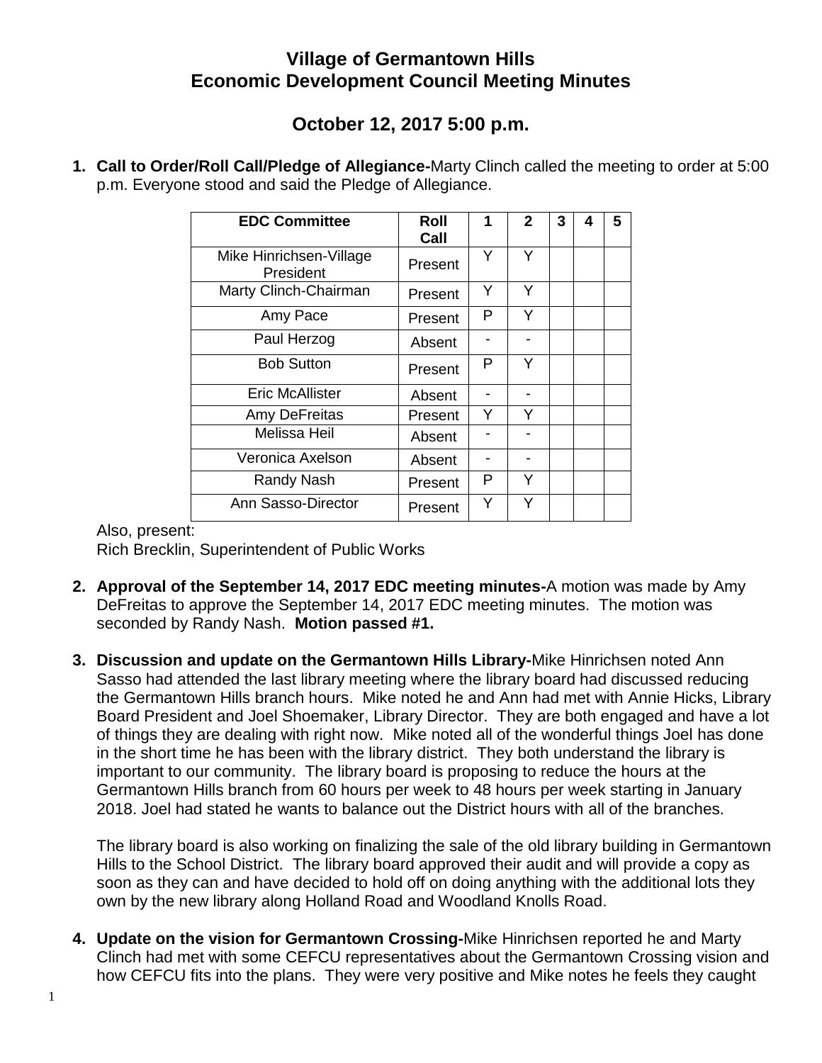# Village of Germantown Hills
# Economic Development Council Meeting Minutes

## October 12, 2017 5:00 p.m.

1. **Call to Order/Roll Call/Pledge of Allegiance-**Marty Clinch called the meeting to order at 5:00 p.m. Everyone stood and said the Pledge of Allegiance.

| EDC Committee | Roll Call | 1 | 2 | 3 | 4 | 5 |
|---|---|---|---|---|---|---|
| Mike Hinrichsen-Village President | Present | Y | Y | | | |
| Marty Clinch-Chairman | Present | Y | Y | | | |
| Amy Pace | Present | P | Y | | | |
| Paul Herzog | Absent | - | - | | | |
| Bob Sutton | Present | P | Y | | | |
| Eric McAllister | Absent | - | - | | | |
| Amy DeFreitas | Present | Y | Y | | | |
| Melissa Heil | Absent | - | - | | | |
| Veronica Axelson | Absent | - | - | | | |
| Randy Nash | Present | P | Y | | | |
| Ann Sasso-Director | Present | Y | Y | | | |

Also, present:
Rich Brecklin, Superintendent of Public Works

2. **Approval of the September 14, 2017 EDC meeting minutes-**A motion was made by Amy DeFreitas to approve the September 14, 2017 EDC meeting minutes. The motion was seconded by Randy Nash. **Motion passed #1.**

3. **Discussion and update on the Germantown Hills Library-**Mike Hinrichsen noted Ann Sasso had attended the last library meeting where the library board had discussed reducing the Germantown Hills branch hours. Mike noted he and Ann had met with Annie Hicks, Library Board President and Joel Shoemaker, Library Director. They are both engaged and have a lot of things they are dealing with right now. Mike noted all of the wonderful things Joel has done in the short time he has been with the library district. They both understand the library is important to our community. The library board is proposing to reduce the hours at the Germantown Hills branch from 60 hours per week to 48 hours per week starting in January 2018. Joel had stated he wants to balance out the District hours with all of the branches.

   The library board is also working on finalizing the sale of the old library building in Germantown Hills to the School District. The library board approved their audit and will provide a copy as soon as they can and have decided to hold off on doing anything with the additional lots they own by the new library along Holland Road and Woodland Knolls Road.

4. **Update on the vision for Germantown Crossing-**Mike Hinrichsen reported he and Marty Clinch had met with some CEFCU representatives about the Germantown Crossing vision and how CEFCU fits into the plans. They were very positive and Mike notes he feels they caught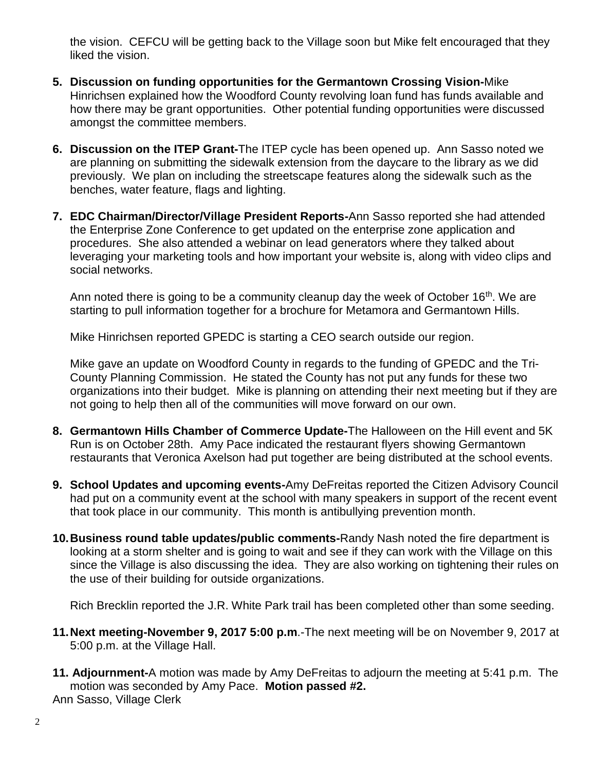the vision. CEFCU will be getting back to the Village soon but Mike felt encouraged that they liked the vision.

5. **Discussion on funding opportunities for the Germantown Crossing Vision-**Mike Hinrichsen explained how the Woodford County revolving loan fund has funds available and how there may be grant opportunities. Other potential funding opportunities were discussed amongst the committee members.

6. **Discussion on the ITEP Grant-**The ITEP cycle has been opened up. Ann Sasso noted we are planning on submitting the sidewalk extension from the daycare to the library as we did previously. We plan on including the streetscape features along the sidewalk such as the benches, water feature, flags and lighting.

7. **EDC Chairman/Director/Village President Reports-**Ann Sasso reported she had attended the Enterprise Zone Conference to get updated on the enterprise zone application and procedures. She also attended a webinar on lead generators where they talked about leveraging your marketing tools and how important your website is, along with video clips and social networks.

   Ann noted there is going to be a community cleanup day the week of October 16th. We are starting to pull information together for a brochure for Metamora and Germantown Hills.

   Mike Hinrichsen reported GPEDC is starting a CEO search outside our region.

   Mike gave an update on Woodford County in regards to the funding of GPEDC and the Tri-County Planning Commission. He stated the County has not put any funds for these two organizations into their budget. Mike is planning on attending their next meeting but if they are not going to help then all of the communities will move forward on our own.

8. **Germantown Hills Chamber of Commerce Update-**The Halloween on the Hill event and 5K Run is on October 28th. Amy Pace indicated the restaurant flyers showing Germantown restaurants that Veronica Axelson had put together are being distributed at the school events.

9. **School Updates and upcoming events-**Amy DeFreitas reported the Citizen Advisory Council had put on a community event at the school with many speakers in support of the recent event that took place in our community. This month is antibullying prevention month.

10. **Business round table updates/public comments-**Randy Nash noted the fire department is looking at a storm shelter and is going to wait and see if they can work with the Village on this since the Village is also discussing the idea. They are also working on tightening their rules on the use of their building for outside organizations.

    Rich Brecklin reported the J.R. White Park trail has been completed other than some seeding.

11. **Next meeting-November 9, 2017 5:00 p.m**.-The next meeting will be on November 9, 2017 at 5:00 p.m. at the Village Hall.

11. **Adjournment-**A motion was made by Amy DeFreitas to adjourn the meeting at 5:41 p.m. The motion was seconded by Amy Pace. **Motion passed #2.**

Ann Sasso, Village Clerk